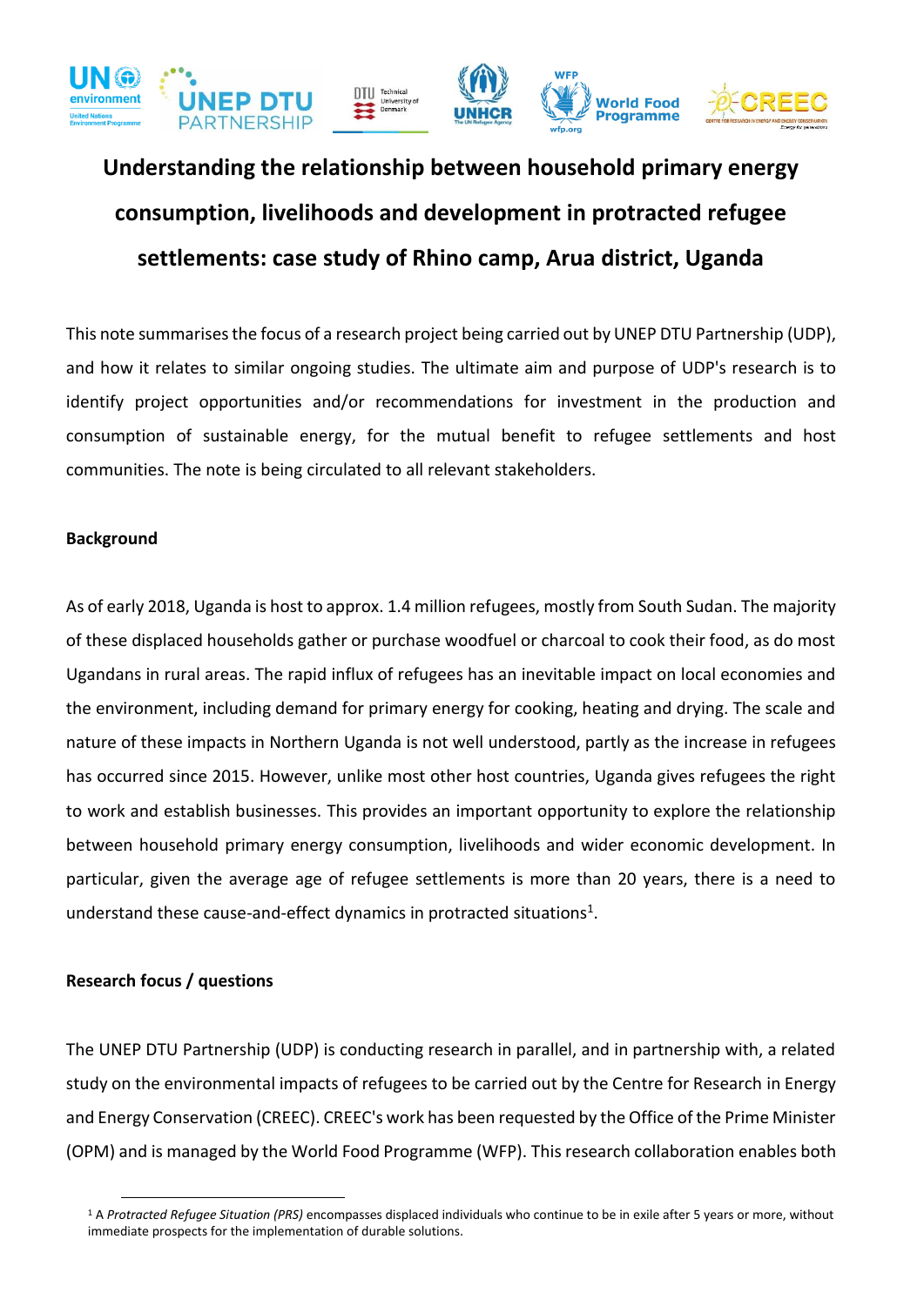# Understanding the relationship between household primary energy consumption, livelihoods and development in protracted refugee settlements: case study of Rhino camp, Arua district, Uganda

This note summarises the focus of a research project being carried out by UNEP DTU Partnership (UDP), and how it relates to similar ongoing studies. The ultimate aim and purpose of UDP's research is to identify project opportunities and/or recommendations for investment in the production and consumption of sustainable energy, for the mutual benefit to refugee settlements and host communities. The note is being circulated to all relevant stakeholders.

**Background**

As of early 2018, Uganda is host to approx. 1.4 million refugees, mostly from South Sudan. The majority of these displaced households gather or purchase woodfuel or charcoal to cook their food, as do most Ugandans in rural areas. The rapid influx of refugees has an inevitable impact on local economies and the environment, including demand for primary energy for cooking, heating and drying. The scale and nature of these impacts in Northern Uganda is not well understood, partly as the increase in refugees has occurred since 2015. However, unlike most other host countries, Uganda gives refugees the right to work and establish businesses. This provides an important opportunity to explore the relationship between household primary energy consumption, livelihoods and wider economic development. In particular, given the average age of refugee settlements is more than 20 years, there is a need to understand these cause-and-effect dynamics in protracted situations[1].

**Research focus / questions**

The UNEP DTU Partnership (UDP) is conducting research in parallel, and in partnership with, a related study on the environmental impacts of refugees to be carried out by the Centre for Research in Energy and Energy Conservation (CREEC). CREEC's work has been requested by the Office of the Prime Minister (OPM) and is managed by the World Food Programme (WFP). This research collaboration enables both

[1] A *Protracted Refugee Situation (PRS)* encompasses displaced individuals who continue to be in exile after 5 years or more, without immediate prospects for the implementation of durable solutions.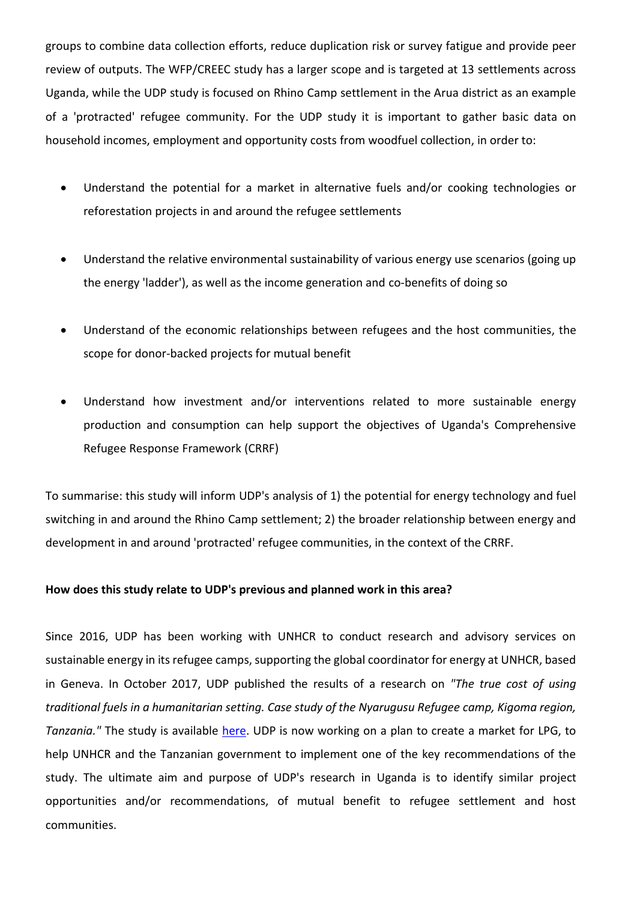groups to combine data collection efforts, reduce duplication risk or survey fatigue and provide peer review of outputs. The WFP/CREEC study has a larger scope and is targeted at 13 settlements across Uganda, while the UDP study is focused on Rhino Camp settlement in the Arua district as an example of a 'protracted' refugee community. For the UDP study it is important to gather basic data on household incomes, employment and opportunity costs from woodfuel collection, in order to:

- Understand the potential for a market in alternative fuels and/or cooking technologies or reforestation projects in and around the refugee settlements
- Understand the relative environmental sustainability of various energy use scenarios (going up the energy 'ladder'), as well as the income generation and co-benefits of doing so
- Understand of the economic relationships between refugees and the host communities, the scope for donor-backed projects for mutual benefit
- Understand how investment and/or interventions related to more sustainable energy production and consumption can help support the objectives of Uganda's Comprehensive Refugee Response Framework (CRRF)

To summarise: this study will inform UDP's analysis of 1) the potential for energy technology and fuel switching in and around the Rhino Camp settlement; 2) the broader relationship between energy and development in and around 'protracted' refugee communities, in the context of the CRRF.

**How does this study relate to UDP's previous and planned work in this area?**

Since 2016, UDP has been working with UNHCR to conduct research and advisory services on sustainable energy in its refugee camps, supporting the global coordinator for energy at UNHCR, based in Geneva. In October 2017, UDP published the results of a research on *"The true cost of using traditional fuels in a humanitarian setting. Case study of the Nyarugusu Refugee camp, Kigoma region, Tanzania."* The study is available here. UDP is now working on a plan to create a market for LPG, to help UNHCR and the Tanzanian government to implement one of the key recommendations of the study. The ultimate aim and purpose of UDP's research in Uganda is to identify similar project opportunities and/or recommendations, of mutual benefit to refugee settlement and host communities.